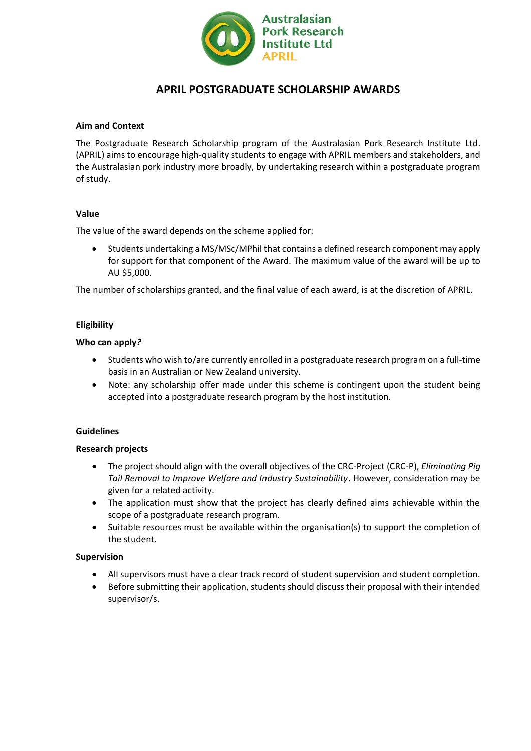Australasian Pork Research Institute Ltd APRIL

# APRIL POSTGRADUATE SCHOLARSHIP AWARDS

**Aim and Context**

The Postgraduate Research Scholarship program of the Australasian Pork Research Institute Ltd. (APRIL) aims to encourage high-quality students to engage with APRIL members and stakeholders, and the Australasian pork industry more broadly, by undertaking research within a postgraduate program of study.

**Value**

The value of the award depends on the scheme applied for:

- Students undertaking a MS/MSc/MPhil that contains a defined research component may apply for support for that component of the Award. The maximum value of the award will be up to AU $5,000.

The number of scholarships granted, and the final value of each award, is at the discretion of APRIL.

**Eligibility**

**Who can apply?**

- Students who wish to/are currently enrolled in a postgraduate research program on a full-time basis in an Australian or New Zealand university.
- Note: any scholarship offer made under this scheme is contingent upon the student being accepted into a postgraduate research program by the host institution.

**Guidelines**

**Research projects**

- The project should align with the overall objectives of the CRC-Project (CRC-P), *Eliminating Pig Tail Removal to Improve Welfare and Industry Sustainability*. However, consideration may be given for a related activity.
- The application must show that the project has clearly defined aims achievable within the scope of a postgraduate research program.
- Suitable resources must be available within the organisation(s) to support the completion of the student.

**Supervision**

- All supervisors must have a clear track record of student supervision and student completion.
- Before submitting their application, students should discuss their proposal with their intended supervisor/s.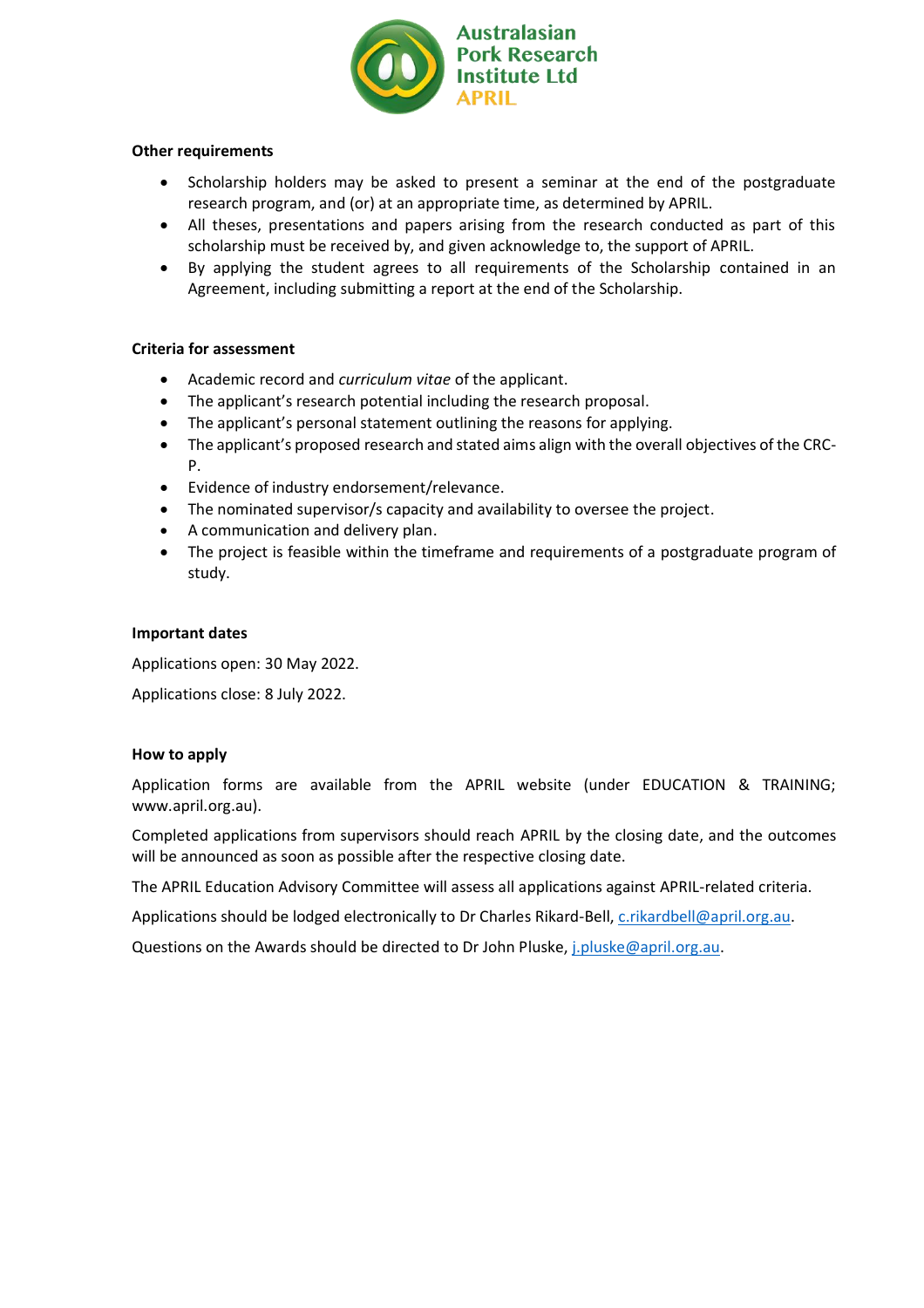### Other requirements

- Scholarship holders may be asked to present a seminar at the end of the postgraduate research program, and (or) at an appropriate time, as determined by APRIL.
- All theses, presentations and papers arising from the research conducted as part of this scholarship must be received by, and given acknowledge to, the support of APRIL.
- By applying the student agrees to all requirements of the Scholarship contained in an Agreement, including submitting a report at the end of the Scholarship.

### Criteria for assessment

- Academic record and *curriculum vitae* of the applicant.
- The applicant's research potential including the research proposal.
- The applicant's personal statement outlining the reasons for applying.
- The applicant's proposed research and stated aims align with the overall objectives of the CRC-P.
- Evidence of industry endorsement/relevance.
- The nominated supervisor/s capacity and availability to oversee the project.
- A communication and delivery plan.
- The project is feasible within the timeframe and requirements of a postgraduate program of study.

### Important dates

Applications open: 30 May 2022.

Applications close: 8 July 2022.

### How to apply

Application forms are available from the APRIL website (under EDUCATION & TRAINING; www.april.org.au).

Completed applications from supervisors should reach APRIL by the closing date, and the outcomes will be announced as soon as possible after the respective closing date.

The APRIL Education Advisory Committee will assess all applications against APRIL-related criteria.

Applications should be lodged electronically to Dr Charles Rikard-Bell, c.rikardbell@april.org.au.

Questions on the Awards should be directed to Dr John Pluske, j.pluske@april.org.au.